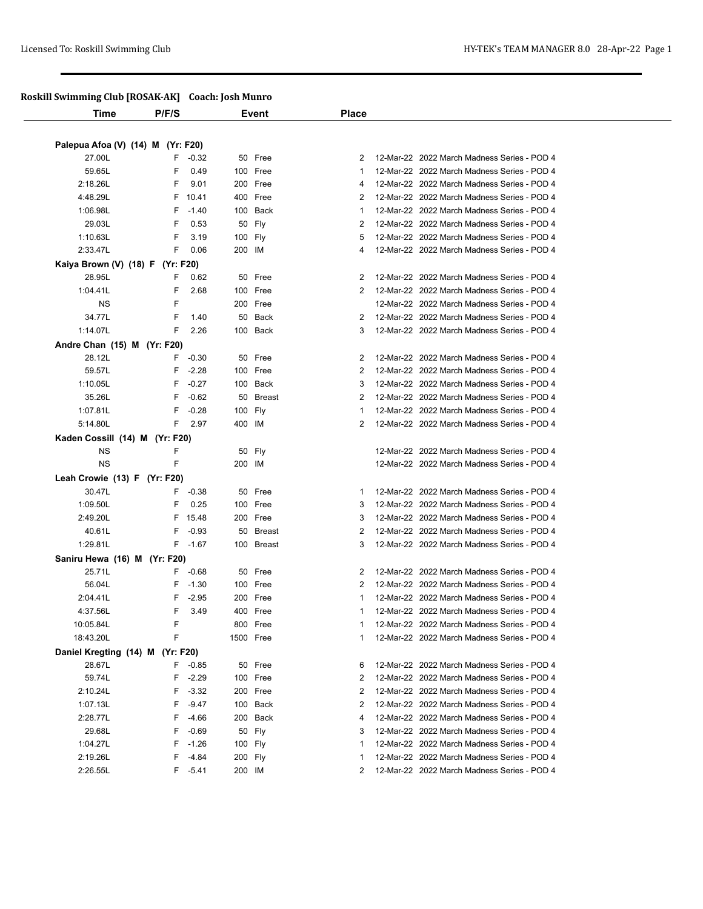## Roskill Swimming Club [ROSAK-AK] Coach: Josh Munro

| Time | P/F/S | | Event | Place | | |
|---|---|---|---|---|---|---|
| **Palepua Afoa (V) (14) M (Yr: F20)** | | | | | | |
| 27.00L | F | -0.32 | 50 Free | 2 | 12-Mar-22 | 2022 March Madness Series - POD 4 |
| 59.65L | F | 0.49 | 100 Free | 1 | 12-Mar-22 | 2022 March Madness Series - POD 4 |
| 2:18.26L | F | 9.01 | 200 Free | 4 | 12-Mar-22 | 2022 March Madness Series - POD 4 |
| 4:48.29L | F | 10.41 | 400 Free | 2 | 12-Mar-22 | 2022 March Madness Series - POD 4 |
| 1:06.98L | F | -1.40 | 100 Back | 1 | 12-Mar-22 | 2022 March Madness Series - POD 4 |
| 29.03L | F | 0.53 | 50 Fly | 2 | 12-Mar-22 | 2022 March Madness Series - POD 4 |
| 1:10.63L | F | 3.19 | 100 Fly | 5 | 12-Mar-22 | 2022 March Madness Series - POD 4 |
| 2:33.47L | F | 0.06 | 200 IM | 4 | 12-Mar-22 | 2022 March Madness Series - POD 4 |
| **Kaiya Brown (V) (18) F (Yr: F20)** | | | | | | |
| 28.95L | F | 0.62 | 50 Free | 2 | 12-Mar-22 | 2022 March Madness Series - POD 4 |
| 1:04.41L | F | 2.68 | 100 Free | 2 | 12-Mar-22 | 2022 March Madness Series - POD 4 |
| NS | F | | 200 Free | | 12-Mar-22 | 2022 March Madness Series - POD 4 |
| 34.77L | F | 1.40 | 50 Back | 2 | 12-Mar-22 | 2022 March Madness Series - POD 4 |
| 1:14.07L | F | 2.26 | 100 Back | 3 | 12-Mar-22 | 2022 March Madness Series - POD 4 |
| **Andre Chan (15) M (Yr: F20)** | | | | | | |
| 28.12L | F | -0.30 | 50 Free | 2 | 12-Mar-22 | 2022 March Madness Series - POD 4 |
| 59.57L | F | -2.28 | 100 Free | 2 | 12-Mar-22 | 2022 March Madness Series - POD 4 |
| 1:10.05L | F | -0.27 | 100 Back | 3 | 12-Mar-22 | 2022 March Madness Series - POD 4 |
| 35.26L | F | -0.62 | 50 Breast | 2 | 12-Mar-22 | 2022 March Madness Series - POD 4 |
| 1:07.81L | F | -0.28 | 100 Fly | 1 | 12-Mar-22 | 2022 March Madness Series - POD 4 |
| 5:14.80L | F | 2.97 | 400 IM | 2 | 12-Mar-22 | 2022 March Madness Series - POD 4 |
| **Kaden Cossill (14) M (Yr: F20)** | | | | | | |
| NS | F | | 50 Fly | | 12-Mar-22 | 2022 March Madness Series - POD 4 |
| NS | F | | 200 IM | | 12-Mar-22 | 2022 March Madness Series - POD 4 |
| **Leah Crowie (13) F (Yr: F20)** | | | | | | |
| 30.47L | F | -0.38 | 50 Free | 1 | 12-Mar-22 | 2022 March Madness Series - POD 4 |
| 1:09.50L | F | 0.25 | 100 Free | 3 | 12-Mar-22 | 2022 March Madness Series - POD 4 |
| 2:49.20L | F | 15.48 | 200 Free | 3 | 12-Mar-22 | 2022 March Madness Series - POD 4 |
| 40.61L | F | -0.93 | 50 Breast | 2 | 12-Mar-22 | 2022 March Madness Series - POD 4 |
| 1:29.81L | F | -1.67 | 100 Breast | 3 | 12-Mar-22 | 2022 March Madness Series - POD 4 |
| **Saniru Hewa (16) M (Yr: F20)** | | | | | | |
| 25.71L | F | -0.68 | 50 Free | 2 | 12-Mar-22 | 2022 March Madness Series - POD 4 |
| 56.04L | F | -1.30 | 100 Free | 2 | 12-Mar-22 | 2022 March Madness Series - POD 4 |
| 2:04.41L | F | -2.95 | 200 Free | 1 | 12-Mar-22 | 2022 March Madness Series - POD 4 |
| 4:37.56L | F | 3.49 | 400 Free | 1 | 12-Mar-22 | 2022 March Madness Series - POD 4 |
| 10:05.84L | F | | 800 Free | 1 | 12-Mar-22 | 2022 March Madness Series - POD 4 |
| 18:43.20L | F | | 1500 Free | 1 | 12-Mar-22 | 2022 March Madness Series - POD 4 |
| **Daniel Kregting (14) M (Yr: F20)** | | | | | | |
| 28.67L | F | -0.85 | 50 Free | 6 | 12-Mar-22 | 2022 March Madness Series - POD 4 |
| 59.74L | F | -2.29 | 100 Free | 2 | 12-Mar-22 | 2022 March Madness Series - POD 4 |
| 2:10.24L | F | -3.32 | 200 Free | 2 | 12-Mar-22 | 2022 March Madness Series - POD 4 |
| 1:07.13L | F | -9.47 | 100 Back | 2 | 12-Mar-22 | 2022 March Madness Series - POD 4 |
| 2:28.77L | F | -4.66 | 200 Back | 4 | 12-Mar-22 | 2022 March Madness Series - POD 4 |
| 29.68L | F | -0.69 | 50 Fly | 3 | 12-Mar-22 | 2022 March Madness Series - POD 4 |
| 1:04.27L | F | -1.26 | 100 Fly | 1 | 12-Mar-22 | 2022 March Madness Series - POD 4 |
| 2:19.26L | F | -4.84 | 200 Fly | 1 | 12-Mar-22 | 2022 March Madness Series - POD 4 |
| 2:26.55L | F | -5.41 | 200 IM | 2 | 12-Mar-22 | 2022 March Madness Series - POD 4 |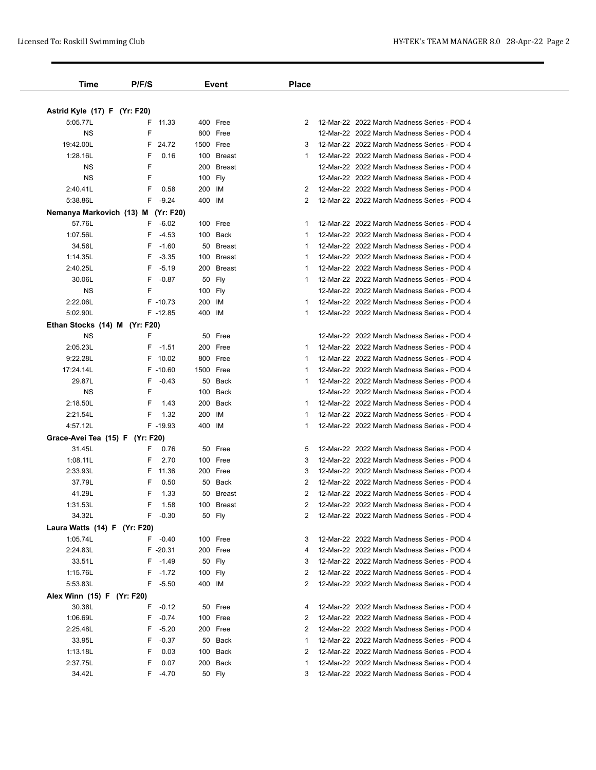| Time | P/F/S | | Event | | Place | | |
|---|---|---|---|---|---|---|---|
| **Astrid Kyle (17) F (Yr: F20)** | | | | | | | |
| 5:05.77L | F | 11.33 | 400 | Free | 2 | 12-Mar-22 | 2022 March Madness Series - POD 4 |
| NS | F | | 800 | Free | | 12-Mar-22 | 2022 March Madness Series - POD 4 |
| 19:42.00L | F | 24.72 | 1500 | Free | 3 | 12-Mar-22 | 2022 March Madness Series - POD 4 |
| 1:28.16L | F | 0.16 | 100 | Breast | 1 | 12-Mar-22 | 2022 March Madness Series - POD 4 |
| NS | F | | 200 | Breast | | 12-Mar-22 | 2022 March Madness Series - POD 4 |
| NS | F | | 100 | Fly | | 12-Mar-22 | 2022 March Madness Series - POD 4 |
| 2:40.41L | F | 0.58 | 200 | IM | 2 | 12-Mar-22 | 2022 March Madness Series - POD 4 |
| 5:38.86L | F | -9.24 | 400 | IM | 2 | 12-Mar-22 | 2022 March Madness Series - POD 4 |
| **Nemanya Markovich (13) M (Yr: F20)** | | | | | | | |
| 57.76L | F | -6.02 | 100 | Free | 1 | 12-Mar-22 | 2022 March Madness Series - POD 4 |
| 1:07.56L | F | -4.53 | 100 | Back | 1 | 12-Mar-22 | 2022 March Madness Series - POD 4 |
| 34.56L | F | -1.60 | 50 | Breast | 1 | 12-Mar-22 | 2022 March Madness Series - POD 4 |
| 1:14.35L | F | -3.35 | 100 | Breast | 1 | 12-Mar-22 | 2022 March Madness Series - POD 4 |
| 2:40.25L | F | -5.19 | 200 | Breast | 1 | 12-Mar-22 | 2022 March Madness Series - POD 4 |
| 30.06L | F | -0.87 | 50 | Fly | 1 | 12-Mar-22 | 2022 March Madness Series - POD 4 |
| NS | F | | 100 | Fly | | 12-Mar-22 | 2022 March Madness Series - POD 4 |
| 2:22.06L | F | -10.73 | 200 | IM | 1 | 12-Mar-22 | 2022 March Madness Series - POD 4 |
| 5:02.90L | F | -12.85 | 400 | IM | 1 | 12-Mar-22 | 2022 March Madness Series - POD 4 |
| **Ethan Stocks (14) M (Yr: F20)** | | | | | | | |
| NS | F | | 50 | Free | | 12-Mar-22 | 2022 March Madness Series - POD 4 |
| 2:05.23L | F | -1.51 | 200 | Free | 1 | 12-Mar-22 | 2022 March Madness Series - POD 4 |
| 9:22.28L | F | 10.02 | 800 | Free | 1 | 12-Mar-22 | 2022 March Madness Series - POD 4 |
| 17:24.14L | F | -10.60 | 1500 | Free | 1 | 12-Mar-22 | 2022 March Madness Series - POD 4 |
| 29.87L | F | -0.43 | 50 | Back | 1 | 12-Mar-22 | 2022 March Madness Series - POD 4 |
| NS | F | | 100 | Back | | 12-Mar-22 | 2022 March Madness Series - POD 4 |
| 2:18.50L | F | 1.43 | 200 | Back | 1 | 12-Mar-22 | 2022 March Madness Series - POD 4 |
| 2:21.54L | F | 1.32 | 200 | IM | 1 | 12-Mar-22 | 2022 March Madness Series - POD 4 |
| 4:57.12L | F | -19.93 | 400 | IM | 1 | 12-Mar-22 | 2022 March Madness Series - POD 4 |
| **Grace-Avei Tea (15) F (Yr: F20)** | | | | | | | |
| 31.45L | F | 0.76 | 50 | Free | 5 | 12-Mar-22 | 2022 March Madness Series - POD 4 |
| 1:08.11L | F | 2.70 | 100 | Free | 3 | 12-Mar-22 | 2022 March Madness Series - POD 4 |
| 2:33.93L | F | 11.36 | 200 | Free | 3 | 12-Mar-22 | 2022 March Madness Series - POD 4 |
| 37.79L | F | 0.50 | 50 | Back | 2 | 12-Mar-22 | 2022 March Madness Series - POD 4 |
| 41.29L | F | 1.33 | 50 | Breast | 2 | 12-Mar-22 | 2022 March Madness Series - POD 4 |
| 1:31.53L | F | 1.58 | 100 | Breast | 2 | 12-Mar-22 | 2022 March Madness Series - POD 4 |
| 34.32L | F | -0.30 | 50 | Fly | 2 | 12-Mar-22 | 2022 March Madness Series - POD 4 |
| **Laura Watts (14) F (Yr: F20)** | | | | | | | |
| 1:05.74L | F | -0.40 | 100 | Free | 3 | 12-Mar-22 | 2022 March Madness Series - POD 4 |
| 2:24.83L | F | -20.31 | 200 | Free | 4 | 12-Mar-22 | 2022 March Madness Series - POD 4 |
| 33.51L | F | -1.49 | 50 | Fly | 3 | 12-Mar-22 | 2022 March Madness Series - POD 4 |
| 1:15.76L | F | -1.72 | 100 | Fly | 2 | 12-Mar-22 | 2022 March Madness Series - POD 4 |
| 5:53.83L | F | -5.50 | 400 | IM | 2 | 12-Mar-22 | 2022 March Madness Series - POD 4 |
| **Alex Winn (15) F (Yr: F20)** | | | | | | | |
| 30.38L | F | -0.12 | 50 | Free | 4 | 12-Mar-22 | 2022 March Madness Series - POD 4 |
| 1:06.69L | F | -0.74 | 100 | Free | 2 | 12-Mar-22 | 2022 March Madness Series - POD 4 |
| 2:25.48L | F | -5.20 | 200 | Free | 2 | 12-Mar-22 | 2022 March Madness Series - POD 4 |
| 33.95L | F | -0.37 | 50 | Back | 1 | 12-Mar-22 | 2022 March Madness Series - POD 4 |
| 1:13.18L | F | 0.03 | 100 | Back | 2 | 12-Mar-22 | 2022 March Madness Series - POD 4 |
| 2:37.75L | F | 0.07 | 200 | Back | 1 | 12-Mar-22 | 2022 March Madness Series - POD 4 |
| 34.42L | F | -4.70 | 50 | Fly | 3 | 12-Mar-22 | 2022 March Madness Series - POD 4 |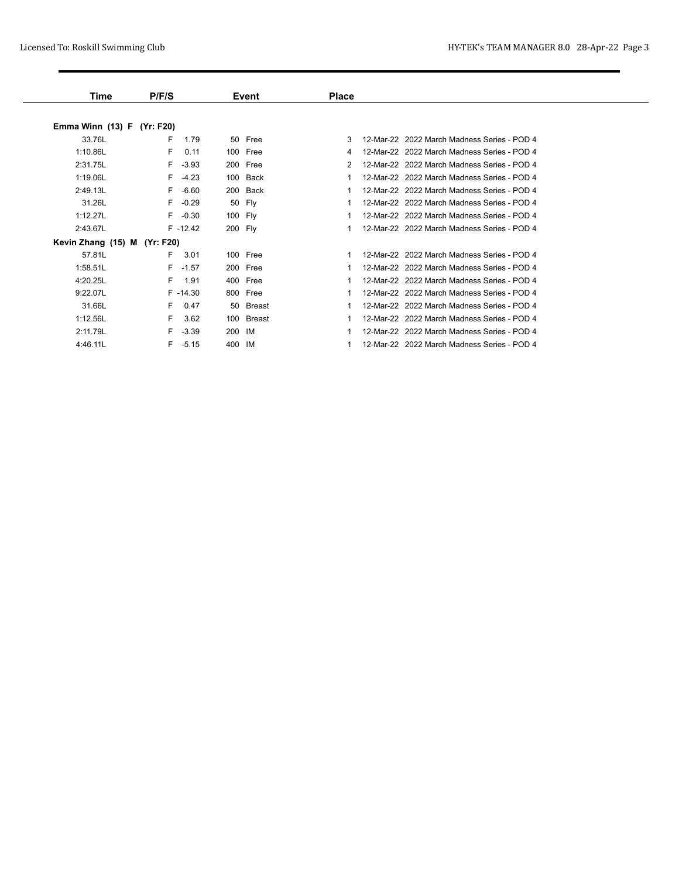| Time | P/F/S | Event | Place | |
|---|---|---|---|---|
| **Emma Winn (13) F (Yr: F20)** | | | | |
| 33.76L | F 1.79 | 50 Free | 3 | 12-Mar-22 2022 March Madness Series - POD 4 |
| 1:10.86L | F 0.11 | 100 Free | 4 | 12-Mar-22 2022 March Madness Series - POD 4 |
| 2:31.75L | F -3.93 | 200 Free | 2 | 12-Mar-22 2022 March Madness Series - POD 4 |
| 1:19.06L | F -4.23 | 100 Back | 1 | 12-Mar-22 2022 March Madness Series - POD 4 |
| 2:49.13L | F -6.60 | 200 Back | 1 | 12-Mar-22 2022 March Madness Series - POD 4 |
| 31.26L | F -0.29 | 50 Fly | 1 | 12-Mar-22 2022 March Madness Series - POD 4 |
| 1:12.27L | F -0.30 | 100 Fly | 1 | 12-Mar-22 2022 March Madness Series - POD 4 |
| 2:43.67L | F -12.42 | 200 Fly | 1 | 12-Mar-22 2022 March Madness Series - POD 4 |
| **Kevin Zhang (15) M (Yr: F20)** | | | | |
| 57.81L | F 3.01 | 100 Free | 1 | 12-Mar-22 2022 March Madness Series - POD 4 |
| 1:58.51L | F -1.57 | 200 Free | 1 | 12-Mar-22 2022 March Madness Series - POD 4 |
| 4:20.25L | F 1.91 | 400 Free | 1 | 12-Mar-22 2022 March Madness Series - POD 4 |
| 9:22.07L | F -14.30 | 800 Free | 1 | 12-Mar-22 2022 March Madness Series - POD 4 |
| 31.66L | F 0.47 | 50 Breast | 1 | 12-Mar-22 2022 March Madness Series - POD 4 |
| 1:12.56L | F 3.62 | 100 Breast | 1 | 12-Mar-22 2022 March Madness Series - POD 4 |
| 2:11.79L | F -3.39 | 200 IM | 1 | 12-Mar-22 2022 March Madness Series - POD 4 |
| 4:46.11L | F -5.15 | 400 IM | 1 | 12-Mar-22 2022 March Madness Series - POD 4 |